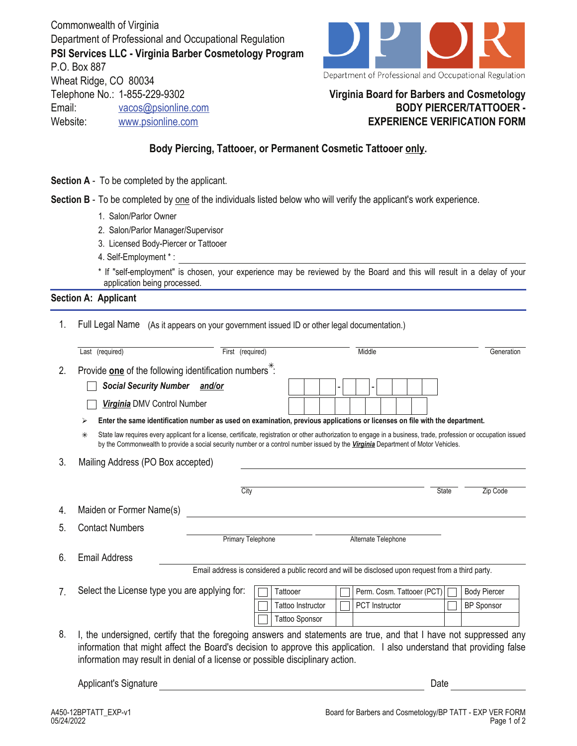Commonwealth of Virginia
Department of Professional and Occupational Regulation
**PSI Services LLC - Virginia Barber Cosmetology Program**
P.O. Box 887
Wheat Ridge, CO 80034
Telephone No.: 1-855-229-9302
Email: vacos@psionline.com
Website: www.psionline.com

Department of Professional and Occupational Regulation

**Virginia Board for Barbers and Cosmetology**
**BODY PIERCER/TATTOOER -**
**EXPERIENCE VERIFICATION FORM**

**Body Piercing, Tattooer, or Permanent Cosmetic Tattooer only.**

**Section A** - To be completed by the applicant.

**Section B** - To be completed by one of the individuals listed below who will verify the applicant's work experience.

1. Salon/Parlor Owner
2. Salon/Parlor Manager/Supervisor
3. Licensed Body-Piercer or Tattooer
4. Self-Employment * : ____________________

\* If "self-employment" is chosen, your experience may be reviewed by the Board and this will result in a delay of your application being processed.

## Section A: Applicant

1. Full Legal Name (As it appears on your government issued ID or other legal documentation.)

   ____________ Last (required) ____________ First (required) ____________ Middle ____________ Generation

2. Provide **one** of the following identification numbers*:

   ☐ ***Social Security Number and/or*** ☐☐☐ - ☐☐ - ☐☐☐☐

   ☐ ***Virginia*** DMV Control Number ☐☐☐☐☐☐☐☐☐

   ➢ **Enter the same identification number as used on examination, previous applications or licenses on file with the department.**

   * State law requires every applicant for a license, certificate, registration or other authorization to engage in a business, trade, profession or occupation issued by the Commonwealth to provide a social security number or a control number issued by the ***Virginia*** Department of Motor Vehicles.

3. Mailing Address (PO Box accepted) ____________________

   ____________ City ____________ State ____________ Zip Code

4. Maiden or Former Name(s) ____________________

5. Contact Numbers ____________ Primary Telephone ____________ Alternate Telephone

6. Email Address ____________________

   Email address is considered a public record and will be disclosed upon request from a third party.

7. Select the License type you are applying for:

| | | | | | |
|---|---|---|---|---|---|
| ☐ | Tattooer | ☐ | Perm. Cosm. Tattooer (PCT) | ☐ | Body Piercer |
| ☐ | Tattoo Instructor | ☐ | PCT Instructor | ☐ | BP Sponsor |
| ☐ | Tattoo Sponsor | | | | |

8. I, the undersigned, certify that the foregoing answers and statements are true, and that I have not suppressed any information that might affect the Board's decision to approve this application. I also understand that providing false information may result in denial of a license or possible disciplinary action.

   Applicant's Signature ____________________ Date ____________

A450-12BPTATT_EXP-v1
05/24/2022

Board for Barbers and Cosmetology/BP TATT - EXP VER FORM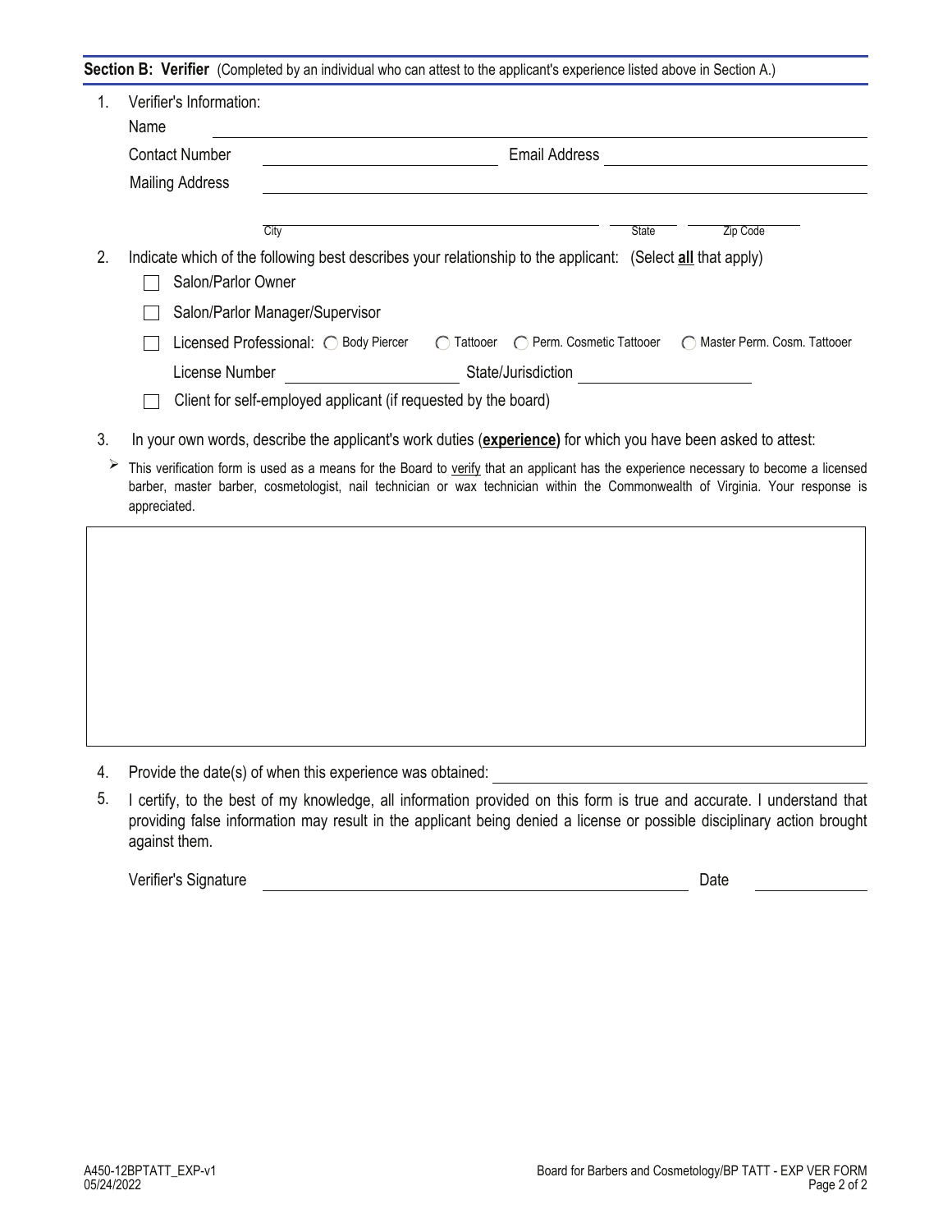**Section B: Verifier** (Completed by an individual who can attest to the applicant's experience listed above in Section A.)

1. Verifier's Information:

   Name ______________________________

   Contact Number ______________________ Email Address ______________________

   Mailing Address ______________________________

   ______________________ City ______ State ______ Zip Code

2. Indicate which of the following best describes your relationship to the applicant: (Select **all** that apply)

   ☐ Salon/Parlor Owner

   ☐ Salon/Parlor Manager/Supervisor

   ☐ Licensed Professional: ◯ Body Piercer ◯ Tattooer ◯ Perm. Cosmetic Tattooer ◯ Master Perm. Cosm. Tattooer

   License Number ______________________ State/Jurisdiction ______________________

   ☐ Client for self-employed applicant (if requested by the board)

3. In your own words, describe the applicant's work duties (**experience**) for which you have been asked to attest:

   - This verification form is used as a means for the Board to verify that an applicant has the experience necessary to become a licensed barber, master barber, cosmetologist, nail technician or wax technician within the Commonwealth of Virginia. Your response is appreciated.

4. Provide the date(s) of when this experience was obtained: ______________________

5. I certify, to the best of my knowledge, all information provided on this form is true and accurate. I understand that providing false information may result in the applicant being denied a license or possible disciplinary action brought against them.

   Verifier's Signature ______________________________ Date ______________

A450-12BPTATT_EXP-v1
05/24/2022

Board for Barbers and Cosmetology/BP TATT - EXP VER FORM